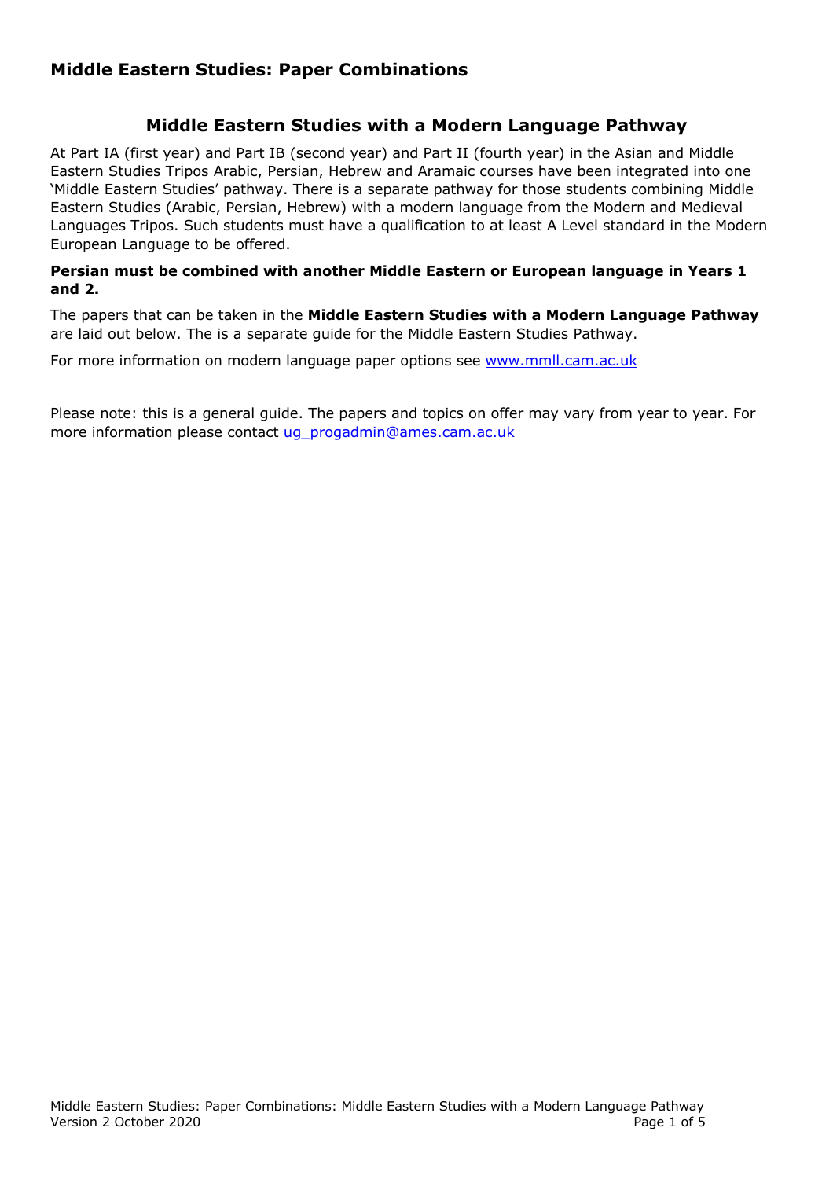# Middle Eastern Studies: Paper Combinations

## Middle Eastern Studies with a Modern Language Pathway

At Part IA (first year) and Part IB (second year) and Part II (fourth year) in the Asian and Middle Eastern Studies Tripos Arabic, Persian, Hebrew and Aramaic courses have been integrated into one 'Middle Eastern Studies' pathway. There is a separate pathway for those students combining Middle Eastern Studies (Arabic, Persian, Hebrew) with a modern language from the Modern and Medieval Languages Tripos. Such students must have a qualification to at least A Level standard in the Modern European Language to be offered.

**Persian must be combined with another Middle Eastern or European language in Years 1 and 2.**

The papers that can be taken in the **Middle Eastern Studies with a Modern Language Pathway** are laid out below. The is a separate guide for the Middle Eastern Studies Pathway.

For more information on modern language paper options see [www.mmll.cam.ac.uk](http://www.mmll.cam.ac.uk)

Please note: this is a general guide. The papers and topics on offer may vary from year to year. For more information please contact ug_progadmin@ames.cam.ac.uk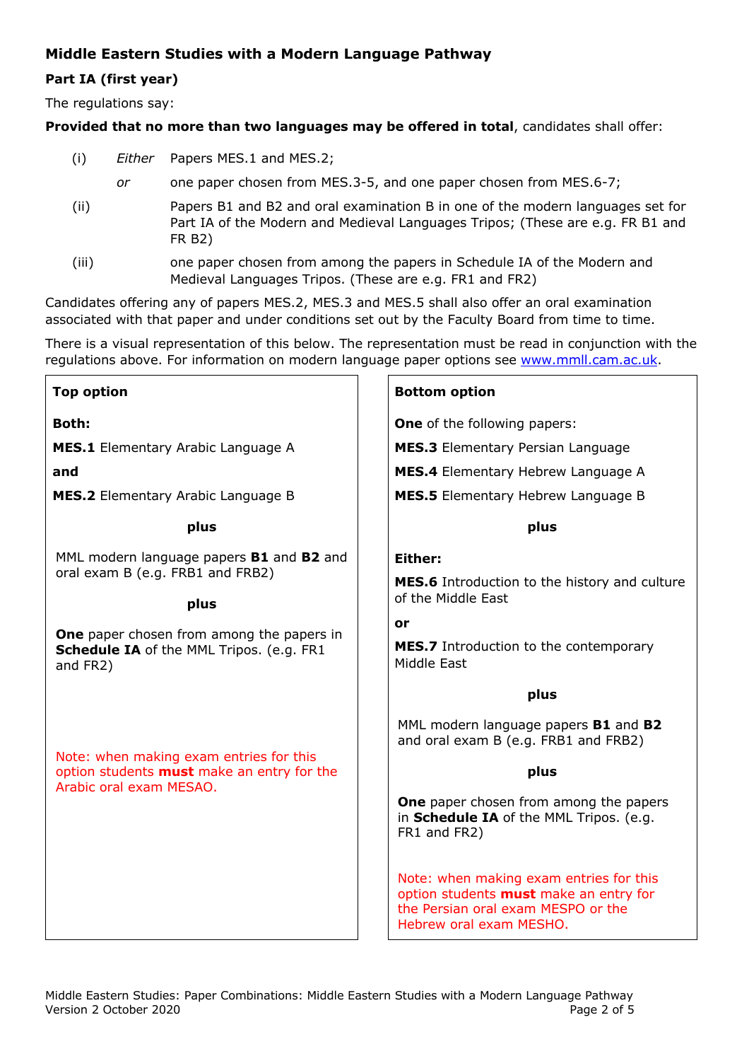## Middle Eastern Studies with a Modern Language Pathway

### Part IA (first year)

The regulations say:

**Provided that no more than two languages may be offered in total**, candidates shall offer:

(i) *Either* Papers MES.1 and MES.2;

*or* one paper chosen from MES.3-5, and one paper chosen from MES.6-7;

(ii) Papers B1 and B2 and oral examination B in one of the modern languages set for Part IA of the Modern and Medieval Languages Tripos; (These are e.g. FR B1 and FR B2)

(iii) one paper chosen from among the papers in Schedule IA of the Modern and Medieval Languages Tripos. (These are e.g. FR1 and FR2)

Candidates offering any of papers MES.2, MES.3 and MES.5 shall also offer an oral examination associated with that paper and under conditions set out by the Faculty Board from time to time.

There is a visual representation of this below. The representation must be read in conjunction with the regulations above. For information on modern language paper options see www.mmll.cam.ac.uk.

**Top option**

**Both:**

**MES.1** Elementary Arabic Language A

**and**

**MES.2** Elementary Arabic Language B

**plus**

MML modern language papers **B1** and **B2** and oral exam B (e.g. FRB1 and FRB2)

**plus**

**One** paper chosen from among the papers in **Schedule IA** of the MML Tripos. (e.g. FR1 and FR2)

Note: when making exam entries for this option students **must** make an entry for the Arabic oral exam MESAO.

**Bottom option**

**One** of the following papers:

**MES.3** Elementary Persian Language

**MES.4** Elementary Hebrew Language A

**MES.5** Elementary Hebrew Language B

**plus**

**Either:**

**MES.6** Introduction to the history and culture of the Middle East

**or**

**MES.7** Introduction to the contemporary Middle East

**plus**

MML modern language papers **B1** and **B2** and oral exam B (e.g. FRB1 and FRB2)

**plus**

**One** paper chosen from among the papers in **Schedule IA** of the MML Tripos. (e.g. FR1 and FR2)

Note: when making exam entries for this option students **must** make an entry for the Persian oral exam MESPO or the Hebrew oral exam MESHO.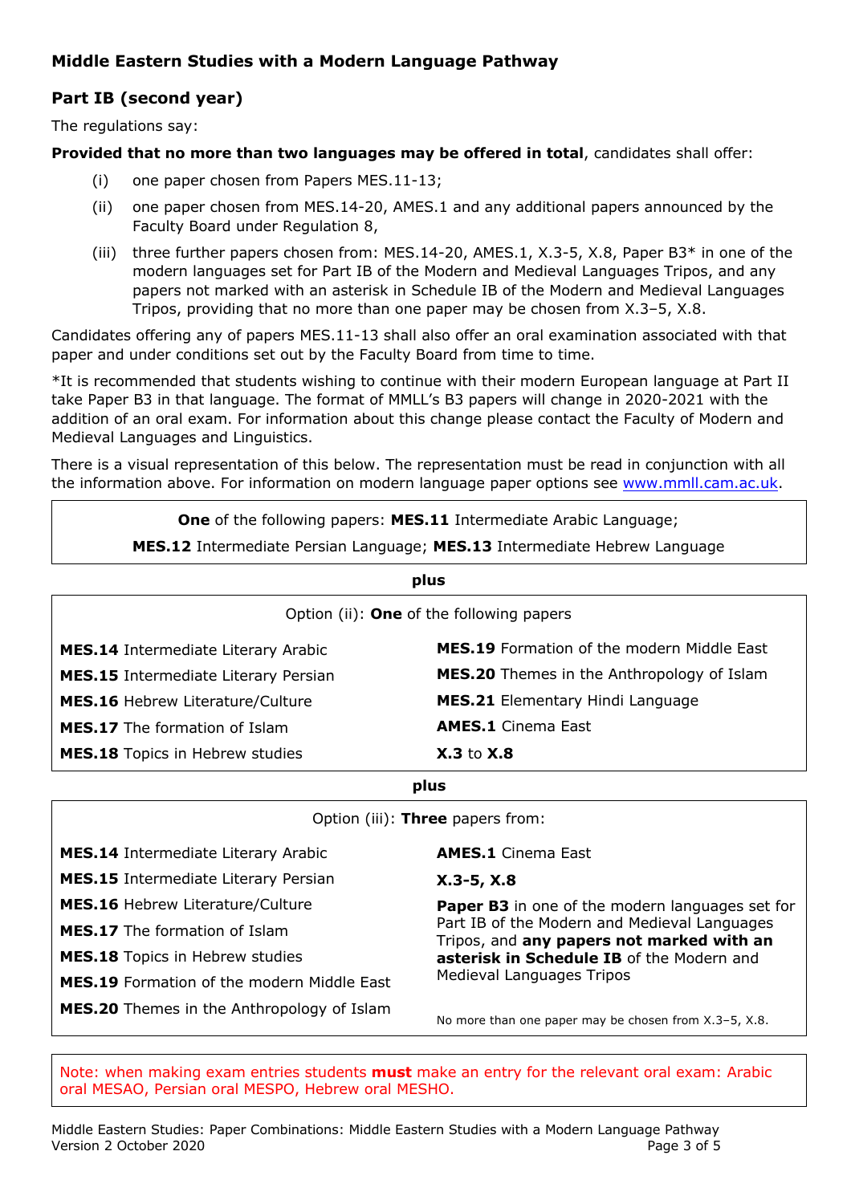## Middle Eastern Studies with a Modern Language Pathway

### Part IB (second year)

The regulations say:

**Provided that no more than two languages may be offered in total**, candidates shall offer:

(i) one paper chosen from Papers MES.11-13;

(ii) one paper chosen from MES.14-20, AMES.1 and any additional papers announced by the Faculty Board under Regulation 8,

(iii) three further papers chosen from: MES.14-20, AMES.1, X.3-5, X.8, Paper B3* in one of the modern languages set for Part IB of the Modern and Medieval Languages Tripos, and any papers not marked with an asterisk in Schedule IB of the Modern and Medieval Languages Tripos, providing that no more than one paper may be chosen from X.3–5, X.8.

Candidates offering any of papers MES.11-13 shall also offer an oral examination associated with that paper and under conditions set out by the Faculty Board from time to time.

*It is recommended that students wishing to continue with their modern European language at Part II take Paper B3 in that language. The format of MMLL's B3 papers will change in 2020-2021 with the addition of an oral exam. For information about this change please contact the Faculty of Modern and Medieval Languages and Linguistics.

There is a visual representation of this below. The representation must be read in conjunction with all the information above. For information on modern language paper options see www.mmll.cam.ac.uk.

**One** of the following papers: **MES.11** Intermediate Arabic Language; **MES.12** Intermediate Persian Language; **MES.13** Intermediate Hebrew Language

**plus**

Option (ii): **One** of the following papers

| | |
|---|---|
| **MES.14** Intermediate Literary Arabic | **MES.19** Formation of the modern Middle East |
| **MES.15** Intermediate Literary Persian | **MES.20** Themes in the Anthropology of Islam |
| **MES.16** Hebrew Literature/Culture | **MES.21** Elementary Hindi Language |
| **MES.17** The formation of Islam | **AMES.1** Cinema East |
| **MES.18** Topics in Hebrew studies | **X.3** to **X.8** |

**plus**

Option (iii): **Three** papers from:

| | |
|---|---|
| **MES.14** Intermediate Literary Arabic | **AMES.1** Cinema East |
| **MES.15** Intermediate Literary Persian | **X.3-5, X.8** |
| **MES.16** Hebrew Literature/Culture | **Paper B3** in one of the modern languages set for Part IB of the Modern and Medieval Languages Tripos, and **any papers not marked with an asterisk in Schedule IB** of the Modern and Medieval Languages Tripos |
| **MES.17** The formation of Islam | |
| **MES.18** Topics in Hebrew studies | |
| **MES.19** Formation of the modern Middle East | |
| **MES.20** Themes in the Anthropology of Islam | No more than one paper may be chosen from X.3–5, X.8. |

Note: when making exam entries students **must** make an entry for the relevant oral exam: Arabic oral MESAO, Persian oral MESPO, Hebrew oral MESHO.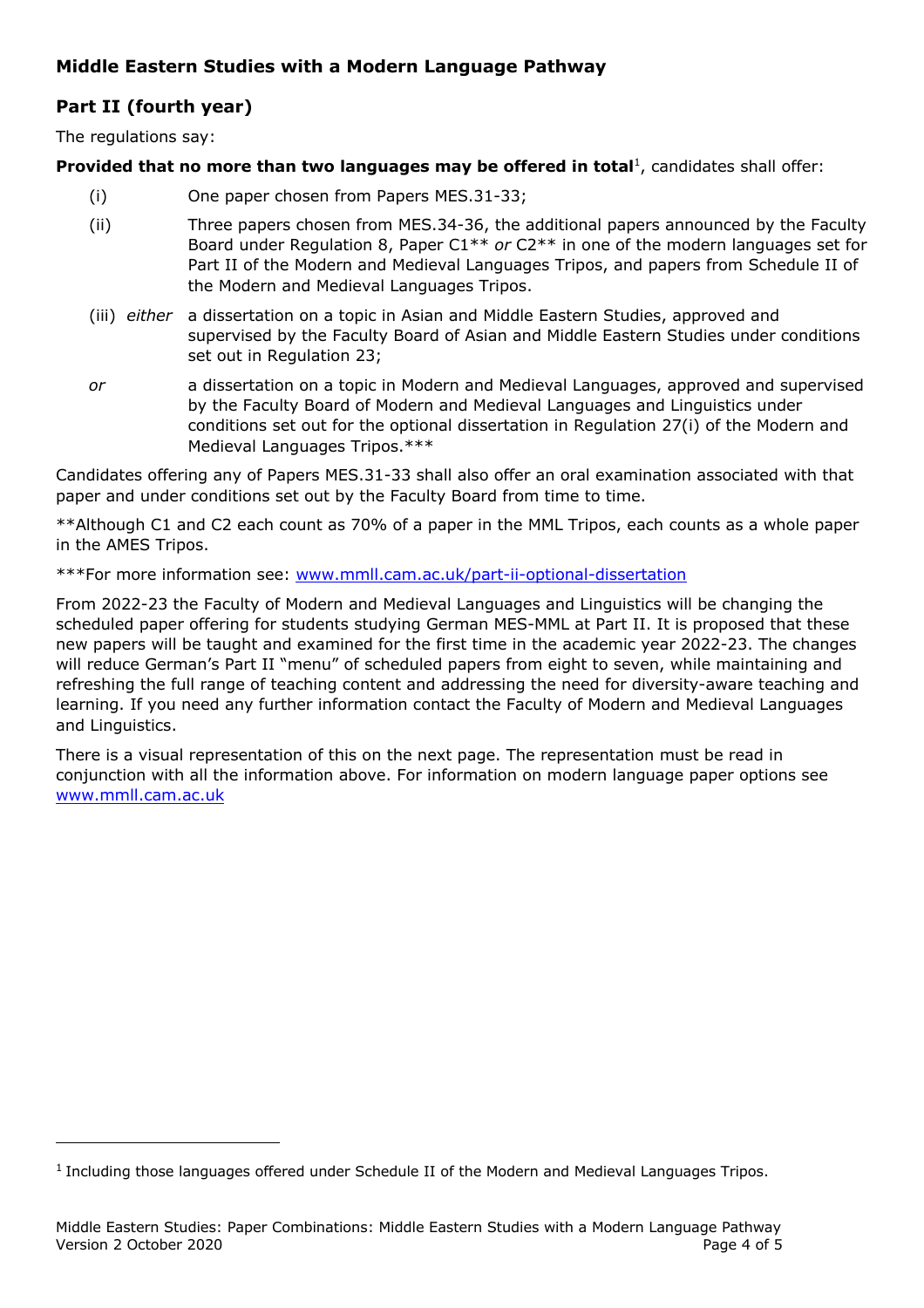## Middle Eastern Studies with a Modern Language Pathway

### Part II (fourth year)

The regulations say:

**Provided that no more than two languages may be offered in total**[1], candidates shall offer:

(i) One paper chosen from Papers MES.31-33;

(ii) Three papers chosen from MES.34-36, the additional papers announced by the Faculty Board under Regulation 8, Paper C1** *or* C2** in one of the modern languages set for Part II of the Modern and Medieval Languages Tripos, and papers from Schedule II of the Modern and Medieval Languages Tripos.

(iii) *either* a dissertation on a topic in Asian and Middle Eastern Studies, approved and supervised by the Faculty Board of Asian and Middle Eastern Studies under conditions set out in Regulation 23;

*or* a dissertation on a topic in Modern and Medieval Languages, approved and supervised by the Faculty Board of Modern and Medieval Languages and Linguistics under conditions set out for the optional dissertation in Regulation 27(i) of the Modern and Medieval Languages Tripos.***

Candidates offering any of Papers MES.31-33 shall also offer an oral examination associated with that paper and under conditions set out by the Faculty Board from time to time.

**Although C1 and C2 each count as 70% of a paper in the MML Tripos, each counts as a whole paper in the AMES Tripos.

***For more information see: [www.mmll.cam.ac.uk/part-ii-optional-dissertation](http://www.mmll.cam.ac.uk/part-ii-optional-dissertation)

From 2022-23 the Faculty of Modern and Medieval Languages and Linguistics will be changing the scheduled paper offering for students studying German MES-MML at Part II. It is proposed that these new papers will be taught and examined for the first time in the academic year 2022-23. The changes will reduce German's Part II "menu" of scheduled papers from eight to seven, while maintaining and refreshing the full range of teaching content and addressing the need for diversity-aware teaching and learning. If you need any further information contact the Faculty of Modern and Medieval Languages and Linguistics.

There is a visual representation of this on the next page. The representation must be read in conjunction with all the information above. For information on modern language paper options see [www.mmll.cam.ac.uk](http://www.mmll.cam.ac.uk)

---

[1] Including those languages offered under Schedule II of the Modern and Medieval Languages Tripos.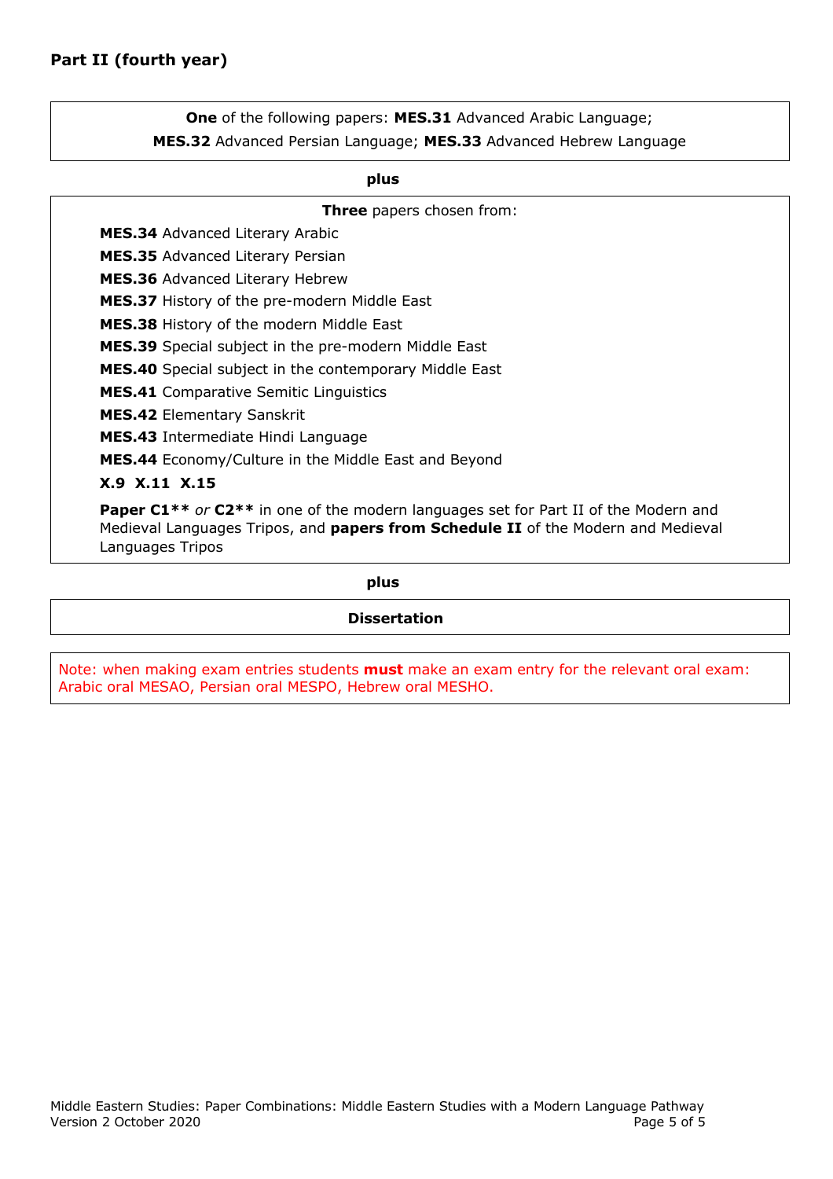## Part II (fourth year)

**One** of the following papers: **MES.31** Advanced Arabic Language; **MES.32** Advanced Persian Language; **MES.33** Advanced Hebrew Language

**plus**

**Three** papers chosen from:

**MES.34** Advanced Literary Arabic
**MES.35** Advanced Literary Persian
**MES.36** Advanced Literary Hebrew
**MES.37** History of the pre-modern Middle East
**MES.38** History of the modern Middle East
**MES.39** Special subject in the pre-modern Middle East
**MES.40** Special subject in the contemporary Middle East
**MES.41** Comparative Semitic Linguistics
**MES.42** Elementary Sanskrit
**MES.43** Intermediate Hindi Language
**MES.44** Economy/Culture in the Middle East and Beyond
**X.9 X.11 X.15**

**Paper C1**** *or* **C2**** in one of the modern languages set for Part II of the Modern and Medieval Languages Tripos, and **papers from Schedule II** of the Modern and Medieval Languages Tripos

**plus**

**Dissertation**

Note: when making exam entries students **must** make an exam entry for the relevant oral exam: Arabic oral MESAO, Persian oral MESPO, Hebrew oral MESHO.